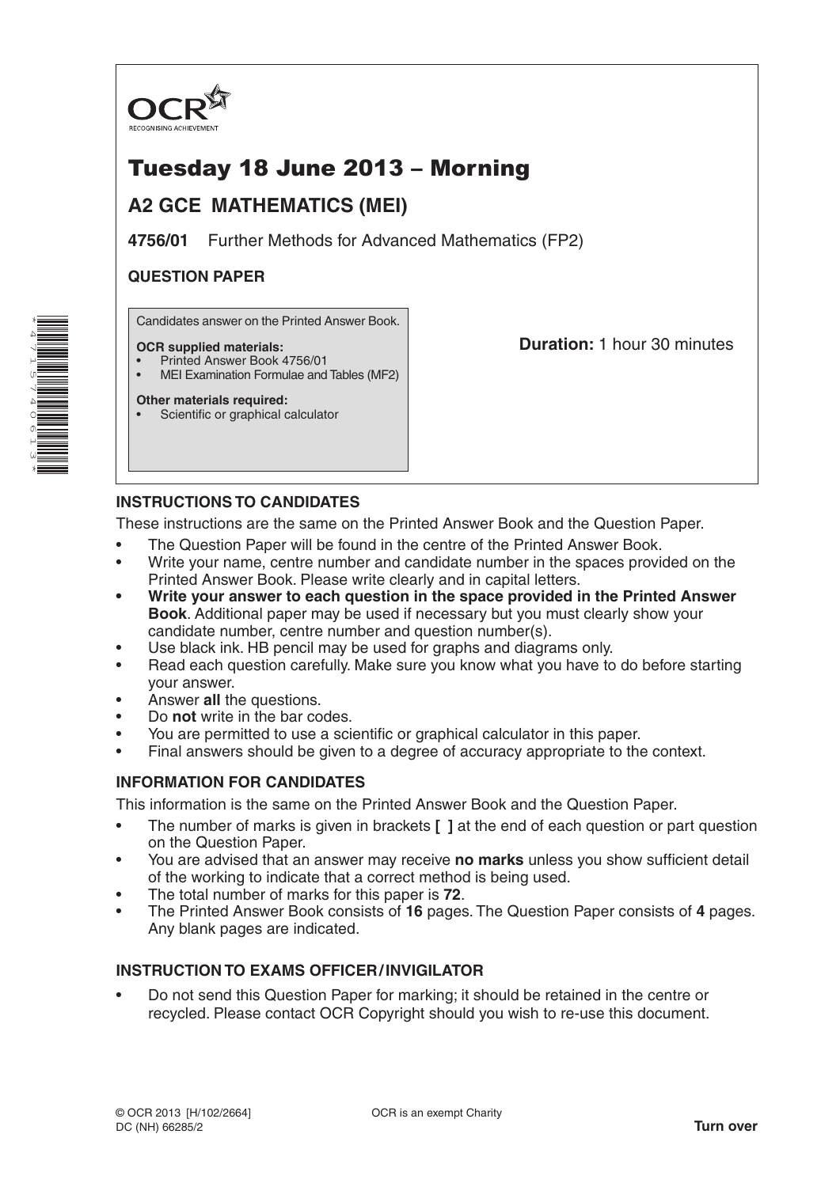OCR
RECOGNISING ACHIEVEMENT

# Tuesday 18 June 2013 – Morning

## A2 GCE MATHEMATICS (MEI)

**4756/01** Further Methods for Advanced Mathematics (FP2)

**QUESTION PAPER**

Candidates answer on the Printed Answer Book.

**OCR supplied materials:**
- Printed Answer Book 4756/01
- MEI Examination Formulae and Tables (MF2)

**Other materials required:**
- Scientific or graphical calculator

**Duration:** 1 hour 30 minutes

### INSTRUCTIONS TO CANDIDATES

These instructions are the same on the Printed Answer Book and the Question Paper.

- The Question Paper will be found in the centre of the Printed Answer Book.
- Write your name, centre number and candidate number in the spaces provided on the Printed Answer Book. Please write clearly and in capital letters.
- **Write your answer to each question in the space provided in the Printed Answer Book**. Additional paper may be used if necessary but you must clearly show your candidate number, centre number and question number(s).
- Use black ink. HB pencil may be used for graphs and diagrams only.
- Read each question carefully. Make sure you know what you have to do before starting your answer.
- Answer **all** the questions.
- Do **not** write in the bar codes.
- You are permitted to use a scientific or graphical calculator in this paper.
- Final answers should be given to a degree of accuracy appropriate to the context.

### INFORMATION FOR CANDIDATES

This information is the same on the Printed Answer Book and the Question Paper.

- The number of marks is given in brackets **[ ]** at the end of each question or part question on the Question Paper.
- You are advised that an answer may receive **no marks** unless you show sufficient detail of the working to indicate that a correct method is being used.
- The total number of marks for this paper is **72**.
- The Printed Answer Book consists of **16** pages. The Question Paper consists of **4** pages. Any blank pages are indicated.

### INSTRUCTION TO EXAMS OFFICER / INVIGILATOR

- Do not send this Question Paper for marking; it should be retained in the centre or recycled. Please contact OCR Copyright should you wish to re-use this document.

© OCR 2013 [H/102/2664]
DC (NH) 66285/2

OCR is an exempt Charity

**Turn over**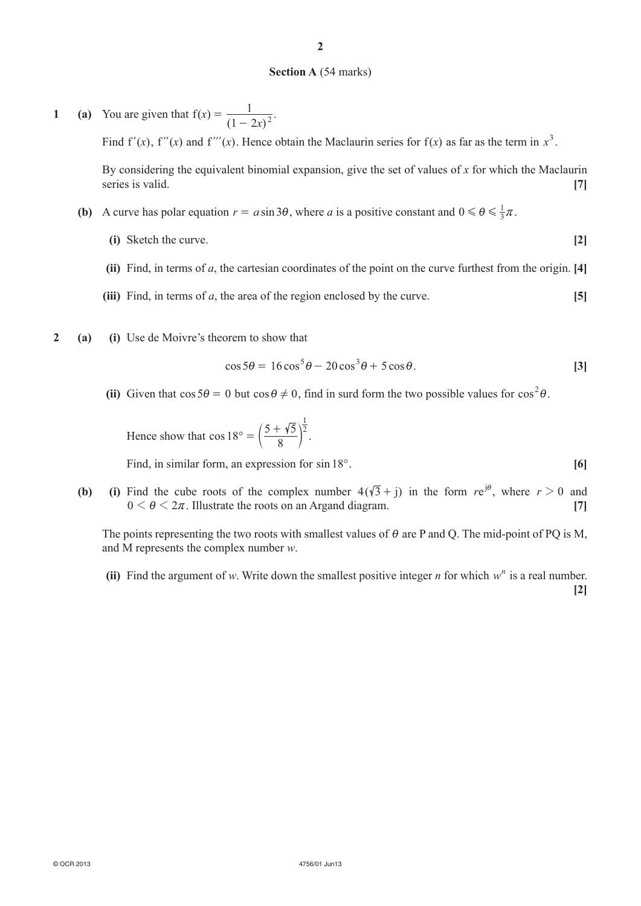## Section A (54 marks)

**1** **(a)** You are given that $\mathrm{f}(x) = \dfrac{1}{(1-2x)^2}$.

Find $\mathrm{f}'(x)$, $\mathrm{f}''(x)$ and $\mathrm{f}'''(x)$. Hence obtain the Maclaurin series for $\mathrm{f}(x)$ as far as the term in $x^3$.

By considering the equivalent binomial expansion, give the set of values of $x$ for which the Maclaurin series is valid. **[7]**

**(b)** A curve has polar equation $r = a\sin 3\theta$, where $a$ is a positive constant and $0 \leqslant \theta \leqslant \frac{1}{3}\pi$.

**(i)** Sketch the curve. **[2]**

**(ii)** Find, in terms of $a$, the cartesian coordinates of the point on the curve furthest from the origin. **[4]**

**(iii)** Find, in terms of $a$, the area of the region enclosed by the curve. **[5]**

**2** **(a)** **(i)** Use de Moivre's theorem to show that

$$\cos 5\theta = 16\cos^5\theta - 20\cos^3\theta + 5\cos\theta.$$

**[3]**

**(ii)** Given that $\cos 5\theta = 0$ but $\cos\theta \neq 0$, find in surd form the two possible values for $\cos^2\theta$.

Hence show that $\cos 18° = \left(\dfrac{5+\sqrt{5}}{8}\right)^{\frac{1}{2}}$.

Find, in similar form, an expression for $\sin 18°$. **[6]**

**(b)** **(i)** Find the cube roots of the complex number $4(\sqrt{3} + \mathrm{j})$ in the form $r\mathrm{e}^{\mathrm{j}\theta}$, where $r > 0$ and $0 < \theta < 2\pi$. Illustrate the roots on an Argand diagram. **[7]**

The points representing the two roots with smallest values of $\theta$ are P and Q. The mid-point of PQ is M, and M represents the complex number $w$.

**(ii)** Find the argument of $w$. Write down the smallest positive integer $n$ for which $w^n$ is a real number. **[2]**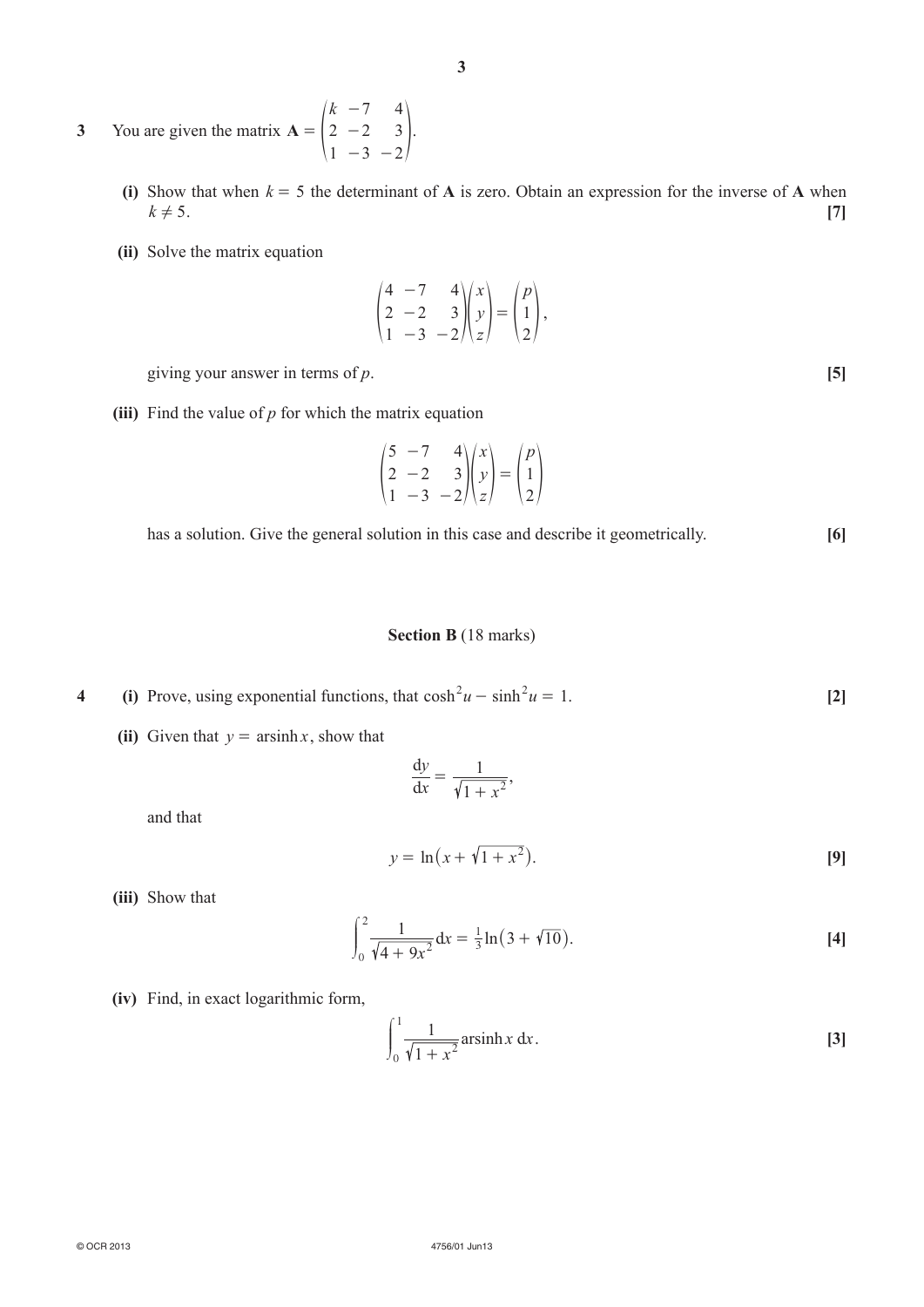**3** You are given the matrix $\mathbf{A} = \begin{pmatrix} k & -7 & 4 \\ 2 & -2 & 3 \\ 1 & -3 & -2 \end{pmatrix}$.

**(i)** Show that when $k = 5$ the determinant of $\mathbf{A}$ is zero. Obtain an expression for the inverse of $\mathbf{A}$ when $k \neq 5$. **[7]**

**(ii)** Solve the matrix equation

$$\begin{pmatrix} 4 & -7 & 4 \\ 2 & -2 & 3 \\ 1 & -3 & -2 \end{pmatrix} \begin{pmatrix} x \\ y \\ z \end{pmatrix} = \begin{pmatrix} p \\ 1 \\ 2 \end{pmatrix},$$

giving your answer in terms of $p$. **[5]**

**(iii)** Find the value of $p$ for which the matrix equation

$$\begin{pmatrix} 5 & -7 & 4 \\ 2 & -2 & 3 \\ 1 & -3 & -2 \end{pmatrix} \begin{pmatrix} x \\ y \\ z \end{pmatrix} = \begin{pmatrix} p \\ 1 \\ 2 \end{pmatrix}$$

has a solution. Give the general solution in this case and describe it geometrically. **[6]**

## Section B (18 marks)

**4** **(i)** Prove, using exponential functions, that $\cosh^2 u - \sinh^2 u = 1$. **[2]**

**(ii)** Given that $y = \operatorname{arsinh} x$, show that

$$\frac{\mathrm{d}y}{\mathrm{d}x} = \frac{1}{\sqrt{1 + x^2}},$$

and that

$$y = \ln\left(x + \sqrt{1 + x^2}\right).$$ **[9]**

**(iii)** Show that

$$\int_0^2 \frac{1}{\sqrt{4 + 9x^2}} \mathrm{d}x = \tfrac{1}{3}\ln\left(3 + \sqrt{10}\right).$$ **[4]**

**(iv)** Find, in exact logarithmic form,

$$\int_0^1 \frac{1}{\sqrt{1 + x^2}} \operatorname{arsinh} x \, \mathrm{d}x.$$ **[3]**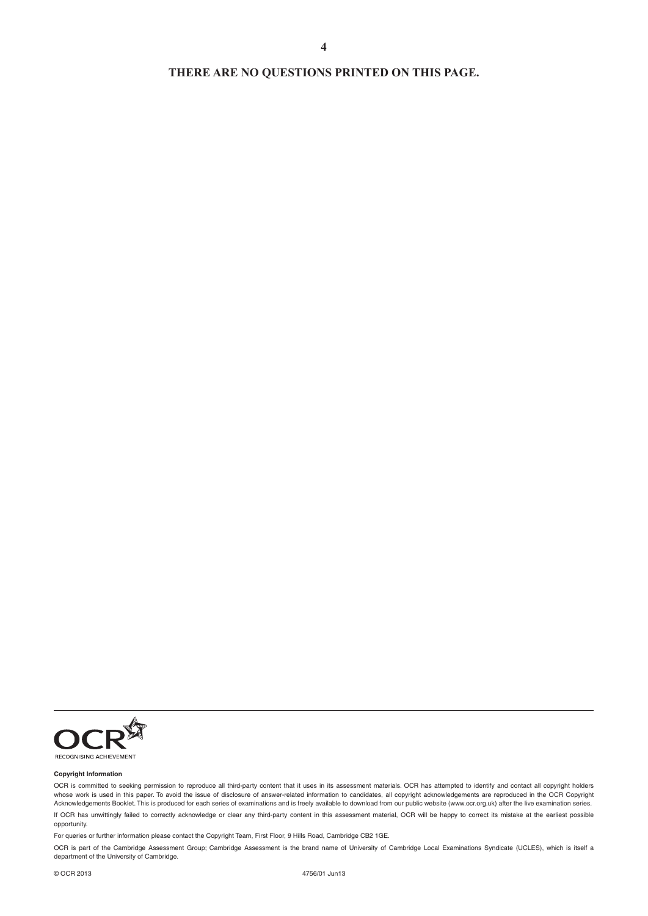**THERE ARE NO QUESTIONS PRINTED ON THIS PAGE.**

OCR RECOGNISING ACHIEVEMENT

**Copyright Information**

OCR is committed to seeking permission to reproduce all third-party content that it uses in its assessment materials. OCR has attempted to identify and contact all copyright holders whose work is used in this paper. To avoid the issue of disclosure of answer-related information to candidates, all copyright acknowledgements are reproduced in the OCR Copyright Acknowledgements Booklet. This is produced for each series of examinations and is freely available to download from our public website (www.ocr.org.uk) after the live examination series.

If OCR has unwittingly failed to correctly acknowledge or clear any third-party content in this assessment material, OCR will be happy to correct its mistake at the earliest possible opportunity.

For queries or further information please contact the Copyright Team, First Floor, 9 Hills Road, Cambridge CB2 1GE.

OCR is part of the Cambridge Assessment Group; Cambridge Assessment is the brand name of University of Cambridge Local Examinations Syndicate (UCLES), which is itself a department of the University of Cambridge.

© OCR 2013 4756/01 Jun13